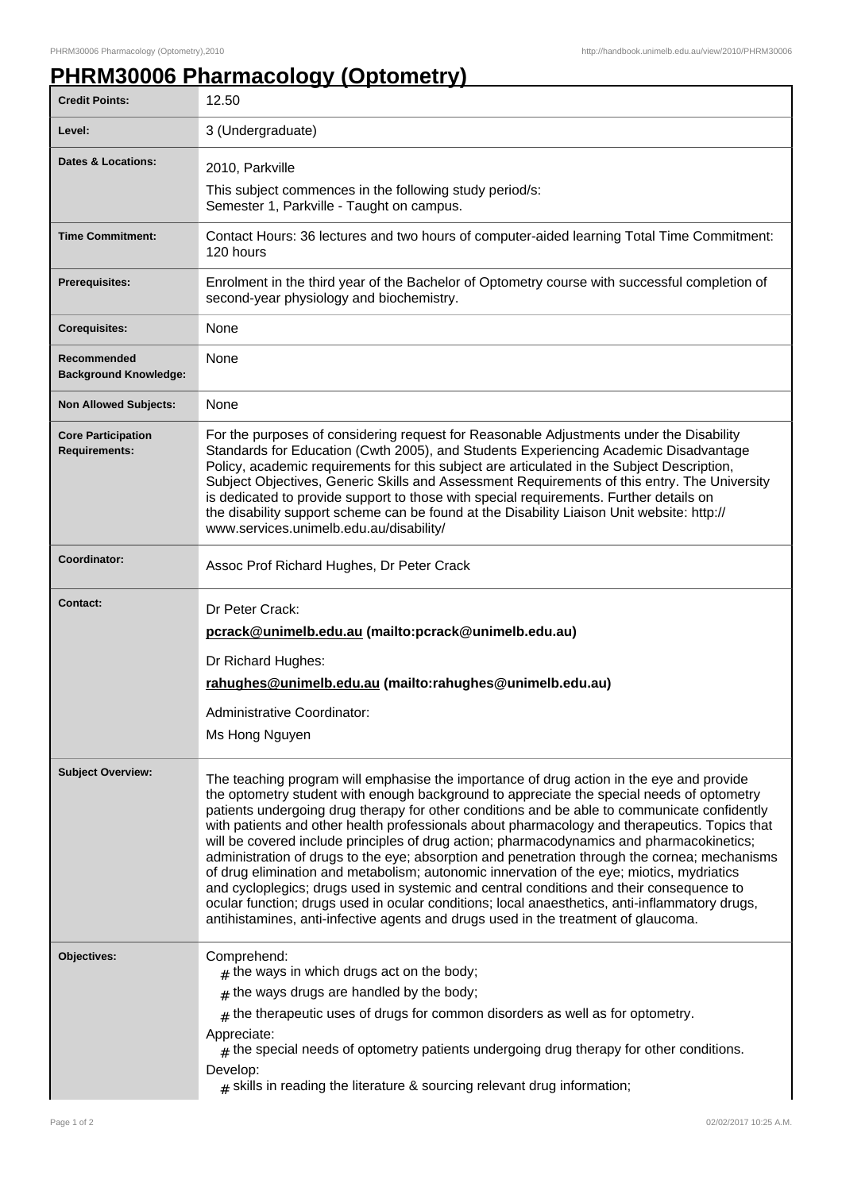# PHRM30006 Pharmacology (Optometry)

| | |
|---|---|
| **Credit Points:** | 12.50 |
| **Level:** | 3 (Undergraduate) |
| **Dates & Locations:** | 2010, Parkville<br>This subject commences in the following study period/s:<br>Semester 1, Parkville - Taught on campus. |
| **Time Commitment:** | Contact Hours: 36 lectures and two hours of computer-aided learning Total Time Commitment: 120 hours |
| **Prerequisites:** | Enrolment in the third year of the Bachelor of Optometry course with successful completion of second-year physiology and biochemistry. |
| **Corequisites:** | None |
| **Recommended Background Knowledge:** | None |
| **Non Allowed Subjects:** | None |
| **Core Participation Requirements:** | For the purposes of considering request for Reasonable Adjustments under the Disability Standards for Education (Cwth 2005), and Students Experiencing Academic Disadvantage Policy, academic requirements for this subject are articulated in the Subject Description, Subject Objectives, Generic Skills and Assessment Requirements of this entry. The University is dedicated to provide support to those with special requirements. Further details on the disability support scheme can be found at the Disability Liaison Unit website: http://www.services.unimelb.edu.au/disability/ |
| **Coordinator:** | Assoc Prof Richard Hughes, Dr Peter Crack |
| **Contact:** | Dr Peter Crack:<br>**pcrack@unimelb.edu.au (mailto:pcrack@unimelb.edu.au)**<br>Dr Richard Hughes:<br>**rahughes@unimelb.edu.au (mailto:rahughes@unimelb.edu.au)**<br>Administrative Coordinator:<br>Ms Hong Nguyen |
| **Subject Overview:** | The teaching program will emphasise the importance of drug action in the eye and provide the optometry student with enough background to appreciate the special needs of optometry patients undergoing drug therapy for other conditions and be able to communicate confidently with patients and other health professionals about pharmacology and therapeutics. Topics that will be covered include principles of drug action; pharmacodynamics and pharmacokinetics; administration of drugs to the eye; absorption and penetration through the cornea; mechanisms of drug elimination and metabolism; autonomic innervation of the eye; miotics, mydriatics and cycloplegics; drugs used in systemic and central conditions and their consequence to ocular function; drugs used in ocular conditions; local anaesthetics, anti-inflammatory drugs, antihistamines, anti-infective agents and drugs used in the treatment of glaucoma. |
| **Objectives:** | Comprehend:<br># the ways in which drugs act on the body;<br># the ways drugs are handled by the body;<br># the therapeutic uses of drugs for common disorders as well as for optometry.<br>Appreciate:<br># the special needs of optometry patients undergoing drug therapy for other conditions.<br>Develop:<br># skills in reading the literature & sourcing relevant drug information; |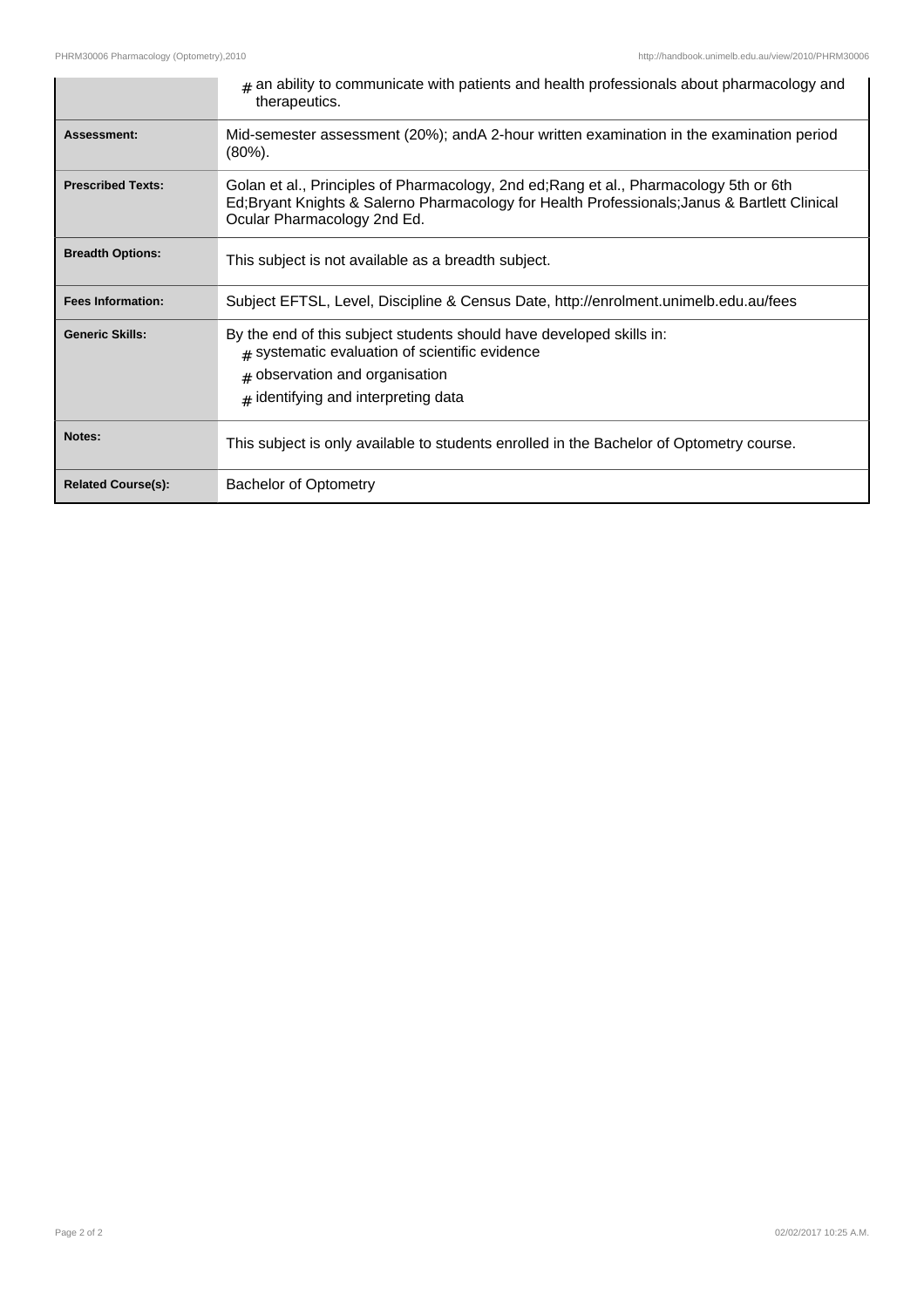| | |
|---|---|
| | # an ability to communicate with patients and health professionals about pharmacology and therapeutics. |
| **Assessment:** | Mid-semester assessment (20%); andA 2-hour written examination in the examination period (80%). |
| **Prescribed Texts:** | Golan et al., Principles of Pharmacology, 2nd ed;Rang et al., Pharmacology 5th or 6th Ed;Bryant Knights & Salerno Pharmacology for Health Professionals;Janus & Bartlett Clinical Ocular Pharmacology 2nd Ed. |
| **Breadth Options:** | This subject is not available as a breadth subject. |
| **Fees Information:** | Subject EFTSL, Level, Discipline & Census Date, http://enrolment.unimelb.edu.au/fees |
| **Generic Skills:** | By the end of this subject students should have developed skills in: # systematic evaluation of scientific evidence # observation and organisation # identifying and interpreting data |
| **Notes:** | This subject is only available to students enrolled in the Bachelor of Optometry course. |
| **Related Course(s):** | Bachelor of Optometry |